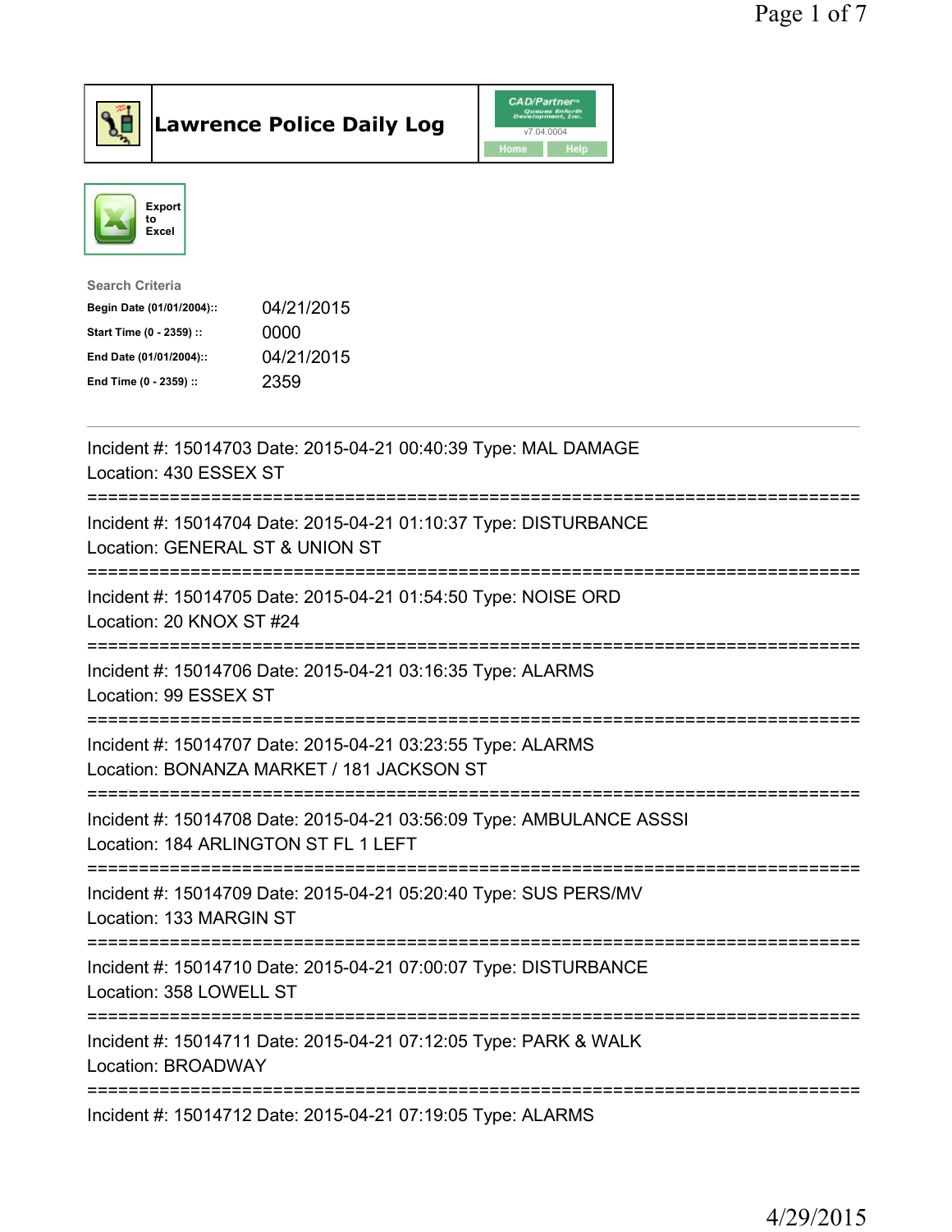# Lawrence Police Daily Log

Export to Excel

**Search Criteria**

| | |
|---|---|
| Begin Date (01/01/2004):: | 04/21/2015 |
| Start Time (0 - 2359) :: | 0000 |
| End Date (01/01/2004):: | 04/21/2015 |
| End Time (0 - 2359) :: | 2359 |

---

Incident #: 15014703 Date: 2015-04-21 00:40:39 Type: MAL DAMAGE
Location: 430 ESSEX ST

===========================================================================

Incident #: 15014704 Date: 2015-04-21 01:10:37 Type: DISTURBANCE
Location: GENERAL ST & UNION ST

===========================================================================

Incident #: 15014705 Date: 2015-04-21 01:54:50 Type: NOISE ORD
Location: 20 KNOX ST #24

===========================================================================

Incident #: 15014706 Date: 2015-04-21 03:16:35 Type: ALARMS
Location: 99 ESSEX ST

===========================================================================

Incident #: 15014707 Date: 2015-04-21 03:23:55 Type: ALARMS
Location: BONANZA MARKET / 181 JACKSON ST

===========================================================================

Incident #: 15014708 Date: 2015-04-21 03:56:09 Type: AMBULANCE ASSSI
Location: 184 ARLINGTON ST FL 1 LEFT

===========================================================================

Incident #: 15014709 Date: 2015-04-21 05:20:40 Type: SUS PERS/MV
Location: 133 MARGIN ST

===========================================================================

Incident #: 15014710 Date: 2015-04-21 07:00:07 Type: DISTURBANCE
Location: 358 LOWELL ST

===========================================================================

Incident #: 15014711 Date: 2015-04-21 07:12:05 Type: PARK & WALK
Location: BROADWAY

===========================================================================

Incident #: 15014712 Date: 2015-04-21 07:19:05 Type: ALARMS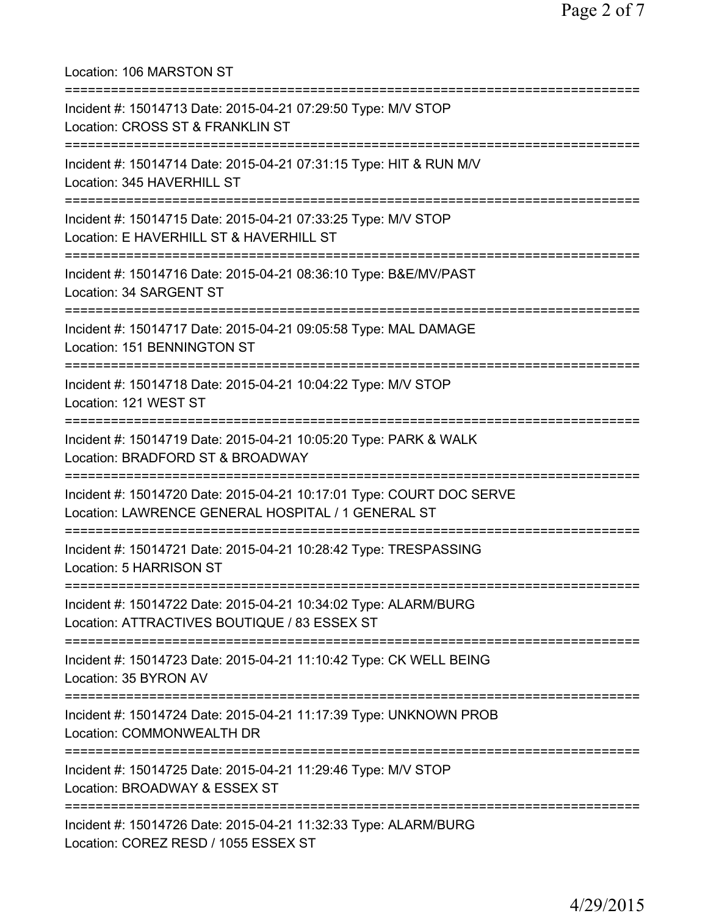Location: 106 MARSTON ST

===========================================================================

Incident #: 15014713 Date: 2015-04-21 07:29:50 Type: M/V STOP
Location: CROSS ST & FRANKLIN ST

===========================================================================

Incident #: 15014714 Date: 2015-04-21 07:31:15 Type: HIT & RUN M/V
Location: 345 HAVERHILL ST

===========================================================================

Incident #: 15014715 Date: 2015-04-21 07:33:25 Type: M/V STOP
Location: E HAVERHILL ST & HAVERHILL ST

===========================================================================

Incident #: 15014716 Date: 2015-04-21 08:36:10 Type: B&E/MV/PAST
Location: 34 SARGENT ST

===========================================================================

Incident #: 15014717 Date: 2015-04-21 09:05:58 Type: MAL DAMAGE
Location: 151 BENNINGTON ST

===========================================================================

Incident #: 15014718 Date: 2015-04-21 10:04:22 Type: M/V STOP
Location: 121 WEST ST

===========================================================================

Incident #: 15014719 Date: 2015-04-21 10:05:20 Type: PARK & WALK
Location: BRADFORD ST & BROADWAY

===========================================================================

Incident #: 15014720 Date: 2015-04-21 10:17:01 Type: COURT DOC SERVE
Location: LAWRENCE GENERAL HOSPITAL / 1 GENERAL ST

===========================================================================

Incident #: 15014721 Date: 2015-04-21 10:28:42 Type: TRESPASSING
Location: 5 HARRISON ST

===========================================================================

Incident #: 15014722 Date: 2015-04-21 10:34:02 Type: ALARM/BURG
Location: ATTRACTIVES BOUTIQUE / 83 ESSEX ST

===========================================================================

Incident #: 15014723 Date: 2015-04-21 11:10:42 Type: CK WELL BEING
Location: 35 BYRON AV

===========================================================================

Incident #: 15014724 Date: 2015-04-21 11:17:39 Type: UNKNOWN PROB
Location: COMMONWEALTH DR

===========================================================================

Incident #: 15014725 Date: 2015-04-21 11:29:46 Type: M/V STOP
Location: BROADWAY & ESSEX ST

===========================================================================

Incident #: 15014726 Date: 2015-04-21 11:32:33 Type: ALARM/BURG
Location: COREZ RESD / 1055 ESSEX ST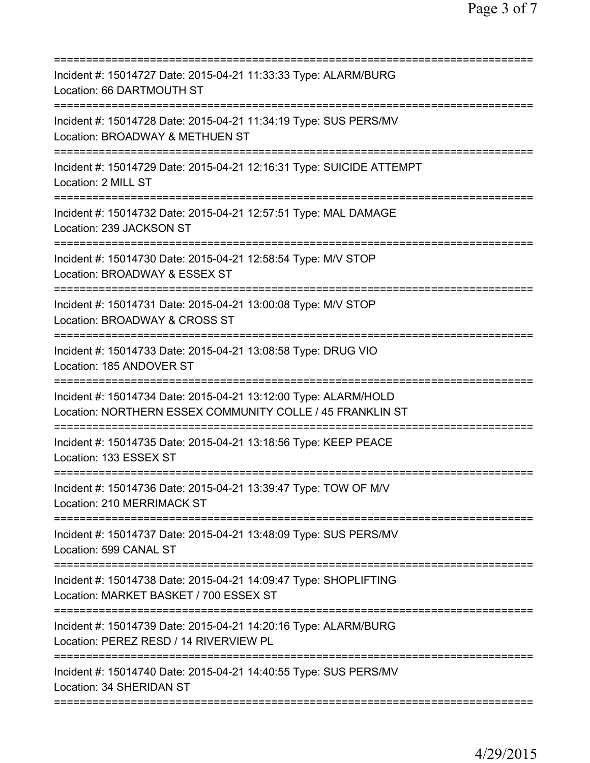==============================================================================
Incident #: 15014727 Date: 2015-04-21 11:33:33 Type: ALARM/BURG
Location: 66 DARTMOUTH ST
==============================================================================
Incident #: 15014728 Date: 2015-04-21 11:34:19 Type: SUS PERS/MV
Location: BROADWAY & METHUEN ST
==============================================================================
Incident #: 15014729 Date: 2015-04-21 12:16:31 Type: SUICIDE ATTEMPT
Location: 2 MILL ST
==============================================================================
Incident #: 15014732 Date: 2015-04-21 12:57:51 Type: MAL DAMAGE
Location: 239 JACKSON ST
==============================================================================
Incident #: 15014730 Date: 2015-04-21 12:58:54 Type: M/V STOP
Location: BROADWAY & ESSEX ST
==============================================================================
Incident #: 15014731 Date: 2015-04-21 13:00:08 Type: M/V STOP
Location: BROADWAY & CROSS ST
==============================================================================
Incident #: 15014733 Date: 2015-04-21 13:08:58 Type: DRUG VIO
Location: 185 ANDOVER ST
==============================================================================
Incident #: 15014734 Date: 2015-04-21 13:12:00 Type: ALARM/HOLD
Location: NORTHERN ESSEX COMMUNITY COLLE / 45 FRANKLIN ST
==============================================================================
Incident #: 15014735 Date: 2015-04-21 13:18:56 Type: KEEP PEACE
Location: 133 ESSEX ST
==============================================================================
Incident #: 15014736 Date: 2015-04-21 13:39:47 Type: TOW OF M/V
Location: 210 MERRIMACK ST
==============================================================================
Incident #: 15014737 Date: 2015-04-21 13:48:09 Type: SUS PERS/MV
Location: 599 CANAL ST
==============================================================================
Incident #: 15014738 Date: 2015-04-21 14:09:47 Type: SHOPLIFTING
Location: MARKET BASKET / 700 ESSEX ST
==============================================================================
Incident #: 15014739 Date: 2015-04-21 14:20:16 Type: ALARM/BURG
Location: PEREZ RESD / 14 RIVERVIEW PL
==============================================================================
Incident #: 15014740 Date: 2015-04-21 14:40:55 Type: SUS PERS/MV
Location: 34 SHERIDAN ST
==============================================================================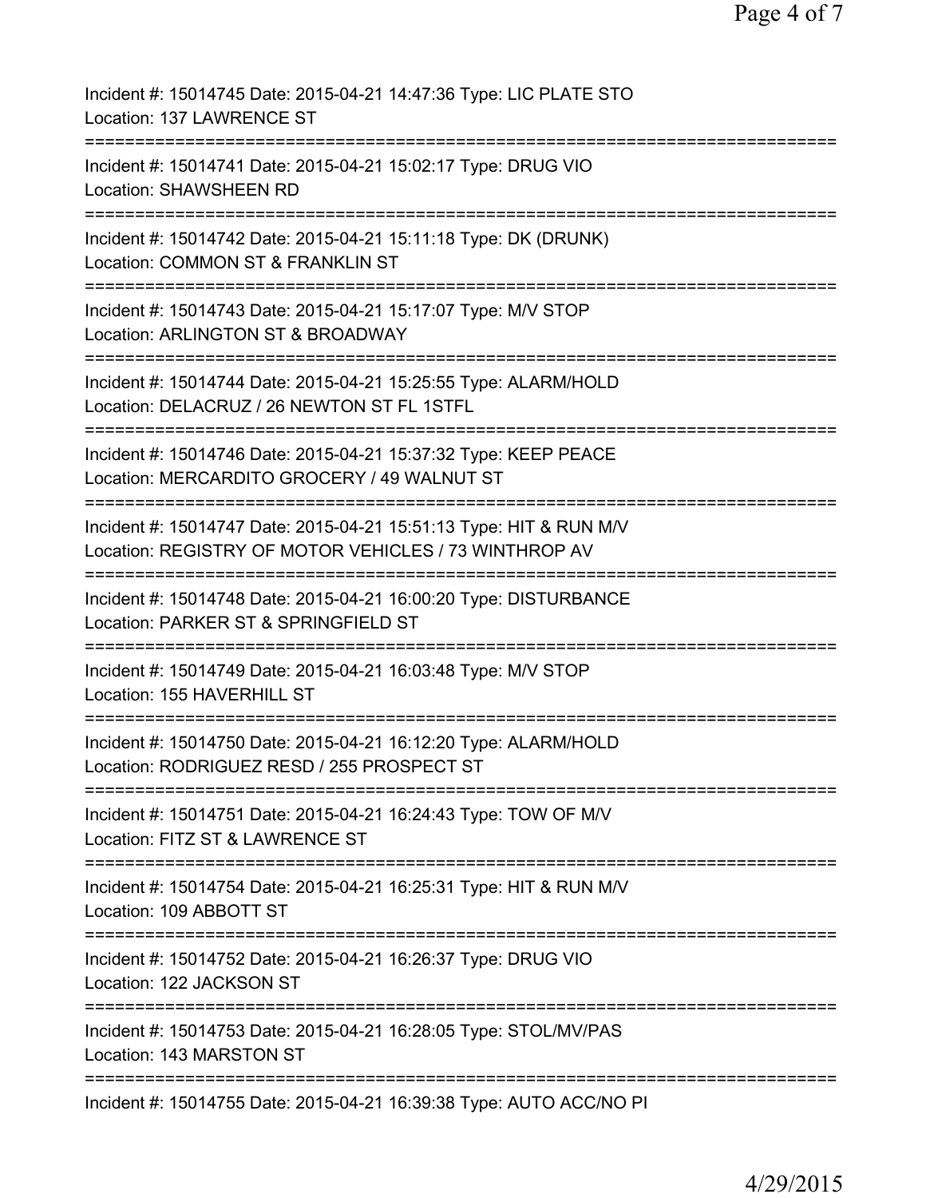Incident #: 15014745 Date: 2015-04-21 14:47:36 Type: LIC PLATE STO
Location: 137 LAWRENCE ST

===========================================================================

Incident #: 15014741 Date: 2015-04-21 15:02:17 Type: DRUG VIO
Location: SHAWSHEEN RD

===========================================================================

Incident #: 15014742 Date: 2015-04-21 15:11:18 Type: DK (DRUNK)
Location: COMMON ST & FRANKLIN ST

===========================================================================

Incident #: 15014743 Date: 2015-04-21 15:17:07 Type: M/V STOP
Location: ARLINGTON ST & BROADWAY

===========================================================================

Incident #: 15014744 Date: 2015-04-21 15:25:55 Type: ALARM/HOLD
Location: DELACRUZ / 26 NEWTON ST FL 1STFL

===========================================================================

Incident #: 15014746 Date: 2015-04-21 15:37:32 Type: KEEP PEACE
Location: MERCARDITO GROCERY / 49 WALNUT ST

===========================================================================

Incident #: 15014747 Date: 2015-04-21 15:51:13 Type: HIT & RUN M/V
Location: REGISTRY OF MOTOR VEHICLES / 73 WINTHROP AV

===========================================================================

Incident #: 15014748 Date: 2015-04-21 16:00:20 Type: DISTURBANCE
Location: PARKER ST & SPRINGFIELD ST

===========================================================================

Incident #: 15014749 Date: 2015-04-21 16:03:48 Type: M/V STOP
Location: 155 HAVERHILL ST

===========================================================================

Incident #: 15014750 Date: 2015-04-21 16:12:20 Type: ALARM/HOLD
Location: RODRIGUEZ RESD / 255 PROSPECT ST

===========================================================================

Incident #: 15014751 Date: 2015-04-21 16:24:43 Type: TOW OF M/V
Location: FITZ ST & LAWRENCE ST

===========================================================================

Incident #: 15014754 Date: 2015-04-21 16:25:31 Type: HIT & RUN M/V
Location: 109 ABBOTT ST

===========================================================================

Incident #: 15014752 Date: 2015-04-21 16:26:37 Type: DRUG VIO
Location: 122 JACKSON ST

===========================================================================

Incident #: 15014753 Date: 2015-04-21 16:28:05 Type: STOL/MV/PAS
Location: 143 MARSTON ST

===========================================================================

Incident #: 15014755 Date: 2015-04-21 16:39:38 Type: AUTO ACC/NO PI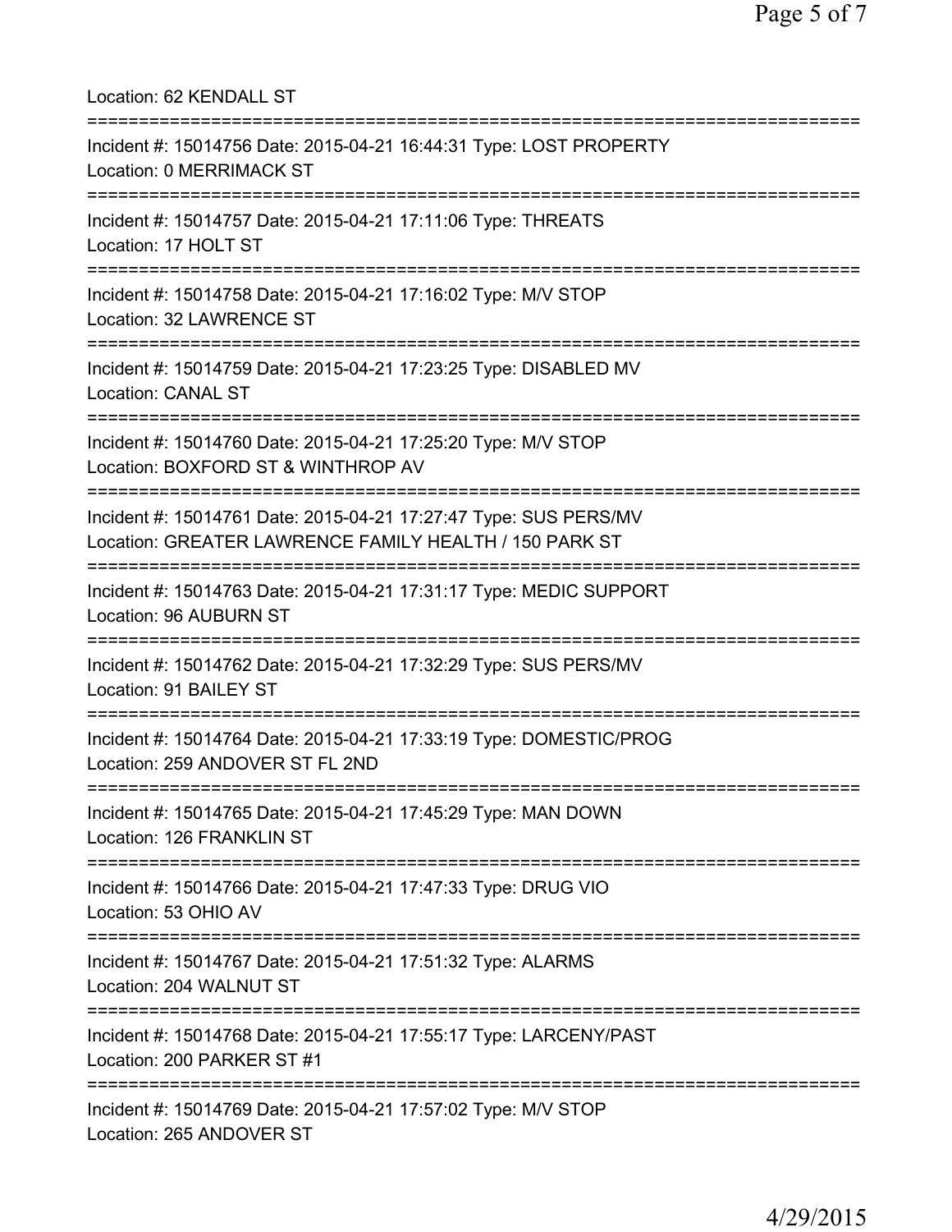Location: 62 KENDALL ST

===========================================================================

Incident #: 15014756 Date: 2015-04-21 16:44:31 Type: LOST PROPERTY
Location: 0 MERRIMACK ST

===========================================================================

Incident #: 15014757 Date: 2015-04-21 17:11:06 Type: THREATS
Location: 17 HOLT ST

===========================================================================

Incident #: 15014758 Date: 2015-04-21 17:16:02 Type: M/V STOP
Location: 32 LAWRENCE ST

===========================================================================

Incident #: 15014759 Date: 2015-04-21 17:23:25 Type: DISABLED MV
Location: CANAL ST

===========================================================================

Incident #: 15014760 Date: 2015-04-21 17:25:20 Type: M/V STOP
Location: BOXFORD ST & WINTHROP AV

===========================================================================

Incident #: 15014761 Date: 2015-04-21 17:27:47 Type: SUS PERS/MV
Location: GREATER LAWRENCE FAMILY HEALTH / 150 PARK ST

===========================================================================

Incident #: 15014763 Date: 2015-04-21 17:31:17 Type: MEDIC SUPPORT
Location: 96 AUBURN ST

===========================================================================

Incident #: 15014762 Date: 2015-04-21 17:32:29 Type: SUS PERS/MV
Location: 91 BAILEY ST

===========================================================================

Incident #: 15014764 Date: 2015-04-21 17:33:19 Type: DOMESTIC/PROG
Location: 259 ANDOVER ST FL 2ND

===========================================================================

Incident #: 15014765 Date: 2015-04-21 17:45:29 Type: MAN DOWN
Location: 126 FRANKLIN ST

===========================================================================

Incident #: 15014766 Date: 2015-04-21 17:47:33 Type: DRUG VIO
Location: 53 OHIO AV

===========================================================================

Incident #: 15014767 Date: 2015-04-21 17:51:32 Type: ALARMS
Location: 204 WALNUT ST

===========================================================================

Incident #: 15014768 Date: 2015-04-21 17:55:17 Type: LARCENY/PAST
Location: 200 PARKER ST #1

===========================================================================

Incident #: 15014769 Date: 2015-04-21 17:57:02 Type: M/V STOP
Location: 265 ANDOVER ST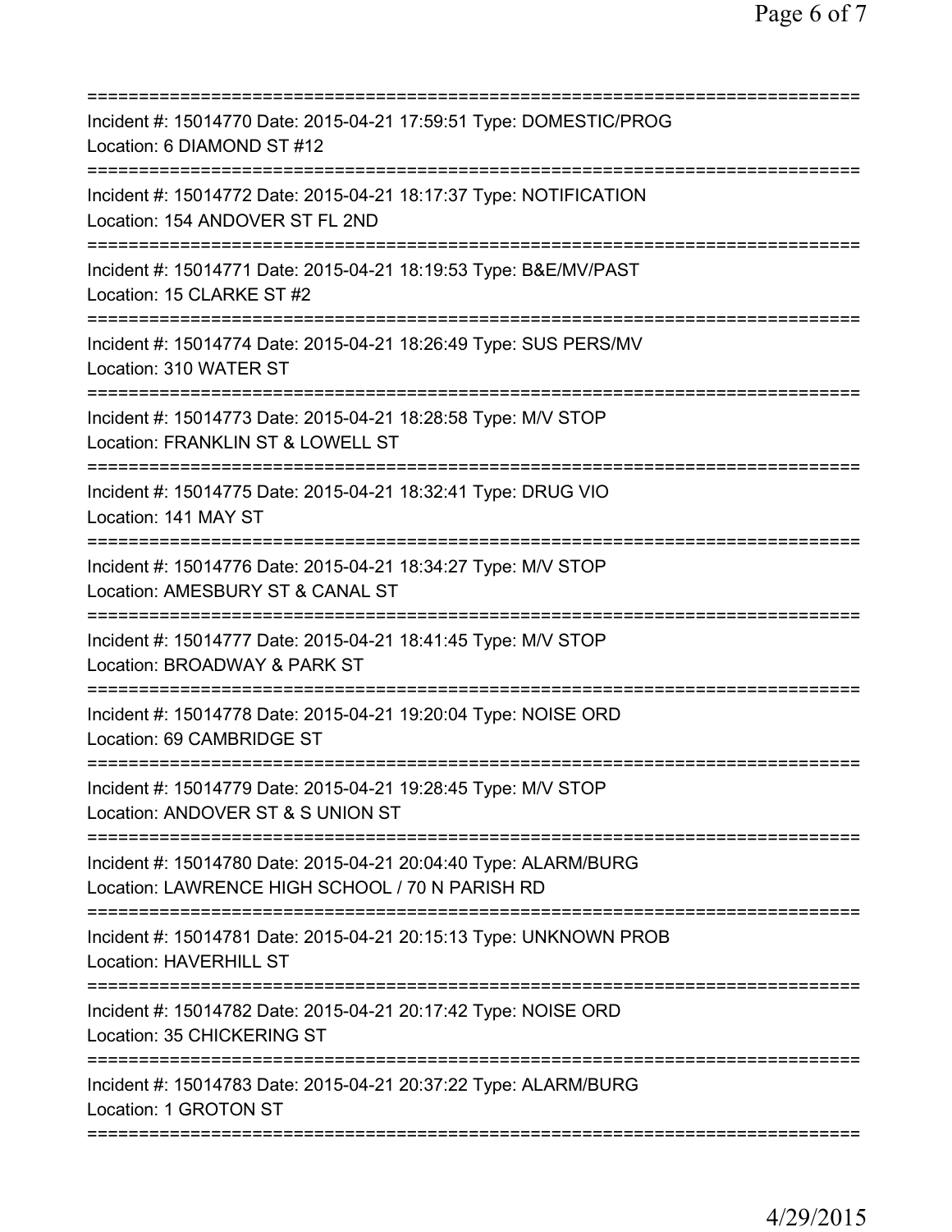===========================================================================
Incident #: 15014770 Date: 2015-04-21 17:59:51 Type: DOMESTIC/PROG
Location: 6 DIAMOND ST #12
===========================================================================
Incident #: 15014772 Date: 2015-04-21 18:17:37 Type: NOTIFICATION
Location: 154 ANDOVER ST FL 2ND
===========================================================================
Incident #: 15014771 Date: 2015-04-21 18:19:53 Type: B&E/MV/PAST
Location: 15 CLARKE ST #2
===========================================================================
Incident #: 15014774 Date: 2015-04-21 18:26:49 Type: SUS PERS/MV
Location: 310 WATER ST
===========================================================================
Incident #: 15014773 Date: 2015-04-21 18:28:58 Type: M/V STOP
Location: FRANKLIN ST & LOWELL ST
===========================================================================
Incident #: 15014775 Date: 2015-04-21 18:32:41 Type: DRUG VIO
Location: 141 MAY ST
===========================================================================
Incident #: 15014776 Date: 2015-04-21 18:34:27 Type: M/V STOP
Location: AMESBURY ST & CANAL ST
===========================================================================
Incident #: 15014777 Date: 2015-04-21 18:41:45 Type: M/V STOP
Location: BROADWAY & PARK ST
===========================================================================
Incident #: 15014778 Date: 2015-04-21 19:20:04 Type: NOISE ORD
Location: 69 CAMBRIDGE ST
===========================================================================
Incident #: 15014779 Date: 2015-04-21 19:28:45 Type: M/V STOP
Location: ANDOVER ST & S UNION ST
===========================================================================
Incident #: 15014780 Date: 2015-04-21 20:04:40 Type: ALARM/BURG
Location: LAWRENCE HIGH SCHOOL / 70 N PARISH RD
===========================================================================
Incident #: 15014781 Date: 2015-04-21 20:15:13 Type: UNKNOWN PROB
Location: HAVERHILL ST
===========================================================================
Incident #: 15014782 Date: 2015-04-21 20:17:42 Type: NOISE ORD
Location: 35 CHICKERING ST
===========================================================================
Incident #: 15014783 Date: 2015-04-21 20:37:22 Type: ALARM/BURG
Location: 1 GROTON ST
===========================================================================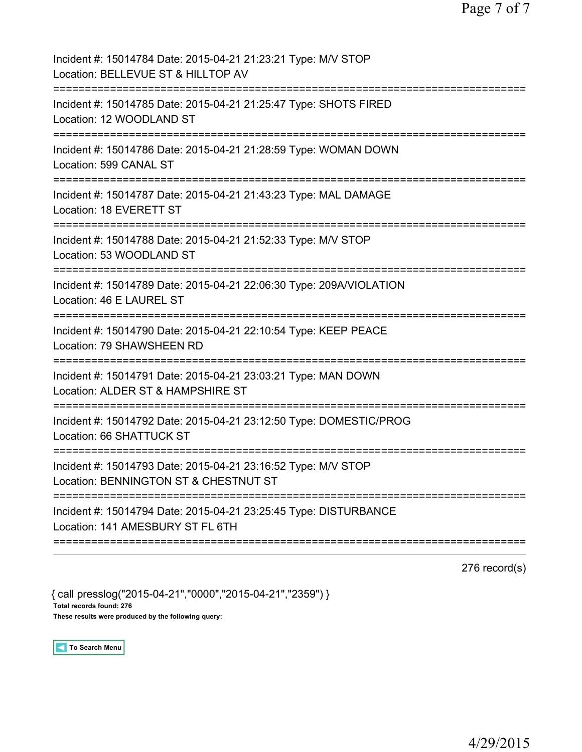Incident #: 15014784 Date: 2015-04-21 21:23:21 Type: M/V STOP
Location: BELLEVUE ST & HILLTOP AV

===========================================================================

Incident #: 15014785 Date: 2015-04-21 21:25:47 Type: SHOTS FIRED
Location: 12 WOODLAND ST

===========================================================================

Incident #: 15014786 Date: 2015-04-21 21:28:59 Type: WOMAN DOWN
Location: 599 CANAL ST

===========================================================================

Incident #: 15014787 Date: 2015-04-21 21:43:23 Type: MAL DAMAGE
Location: 18 EVERETT ST

===========================================================================

Incident #: 15014788 Date: 2015-04-21 21:52:33 Type: M/V STOP
Location: 53 WOODLAND ST

===========================================================================

Incident #: 15014789 Date: 2015-04-21 22:06:30 Type: 209A/VIOLATION
Location: 46 E LAUREL ST

===========================================================================

Incident #: 15014790 Date: 2015-04-21 22:10:54 Type: KEEP PEACE
Location: 79 SHAWSHEEN RD

===========================================================================

Incident #: 15014791 Date: 2015-04-21 23:03:21 Type: MAN DOWN
Location: ALDER ST & HAMPSHIRE ST

===========================================================================

Incident #: 15014792 Date: 2015-04-21 23:12:50 Type: DOMESTIC/PROG
Location: 66 SHATTUCK ST

===========================================================================

Incident #: 15014793 Date: 2015-04-21 23:16:52 Type: M/V STOP
Location: BENNINGTON ST & CHESTNUT ST

===========================================================================

Incident #: 15014794 Date: 2015-04-21 23:25:45 Type: DISTURBANCE
Location: 141 AMESBURY ST FL 6TH

===========================================================================

276 record(s)

{ call presslog("2015-04-21","0000","2015-04-21","2359") }

**Total records found: 276**

**These results were produced by the following query:**

To Search Menu